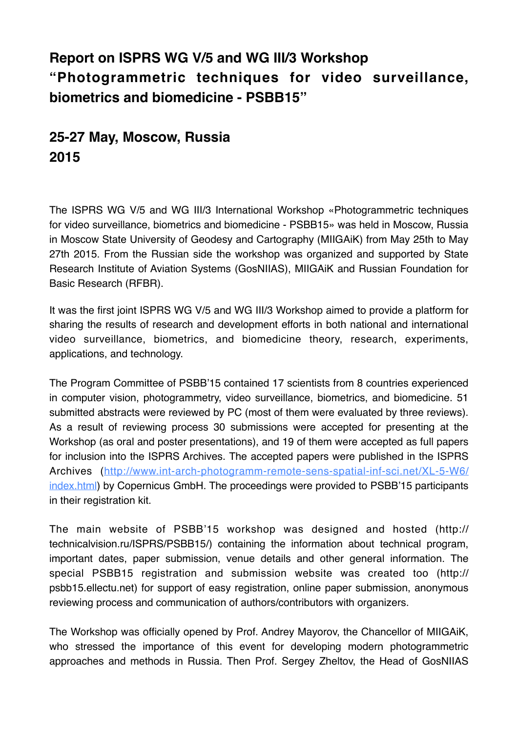# Report on ISPRS WG V/5 and WG III/3 Workshop "Photogrammetric techniques for video surveillance, biometrics and biomedicine - PSBB15"

## 25-27 May, Moscow, Russia
## 2015

The ISPRS WG V/5 and WG III/3 International Workshop «Photogrammetric techniques for video surveillance, biometrics and biomedicine - PSBB15» was held in Moscow, Russia in Moscow State University of Geodesy and Cartography (MIIGAiK) from May 25th to May 27th 2015. From the Russian side the workshop was organized and supported by State Research Institute of Aviation Systems (GosNIIAS), MIIGAiK and Russian Foundation for Basic Research (RFBR).

It was the first joint ISPRS WG V/5 and WG III/3 Workshop aimed to provide a platform for sharing the results of research and development efforts in both national and international video surveillance, biometrics, and biomedicine theory, research, experiments, applications, and technology.

The Program Committee of PSBB'15 contained 17 scientists from 8 countries experienced in computer vision, photogrammetry, video surveillance, biometrics, and biomedicine. 51 submitted abstracts were reviewed by PC (most of them were evaluated by three reviews). As a result of reviewing process 30 submissions were accepted for presenting at the Workshop (as oral and poster presentations), and 19 of them were accepted as full papers for inclusion into the ISPRS Archives. The accepted papers were published in the ISPRS Archives (http://www.int-arch-photogramm-remote-sens-spatial-inf-sci.net/XL-5-W6/index.html) by Copernicus GmbH. The proceedings were provided to PSBB'15 participants in their registration kit.

The main website of PSBB'15 workshop was designed and hosted (http://technicalvision.ru/ISPRS/PSBB15/) containing the information about technical program, important dates, paper submission, venue details and other general information. The special PSBB15 registration and submission website was created too (http://psbb15.ellectu.net) for support of easy registration, online paper submission, anonymous reviewing process and communication of authors/contributors with organizers.

The Workshop was officially opened by Prof. Andrey Mayorov, the Chancellor of MIIGAiK, who stressed the importance of this event for developing modern photogrammetric approaches and methods in Russia. Then Prof. Sergey Zheltov, the Head of GosNIIAS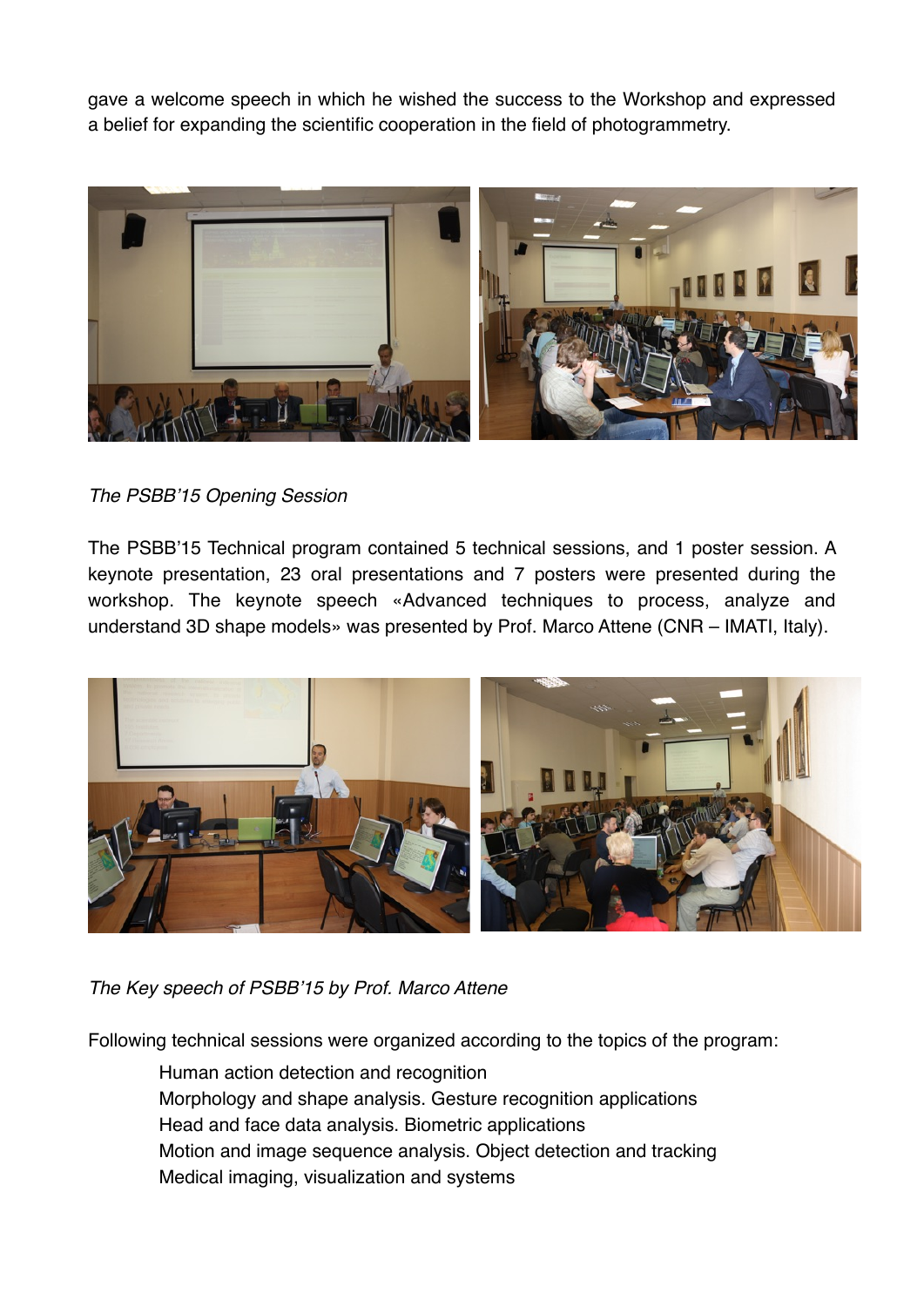gave a welcome speech in which he wished the success to the Workshop and expressed a belief for expanding the scientific cooperation in the field of photogrammetry.

*The PSBB'15 Opening Session*

The PSBB'15 Technical program contained 5 technical sessions, and 1 poster session. A keynote presentation, 23 oral presentations and 7 posters were presented during the workshop. The keynote speech «Advanced techniques to process, analyze and understand 3D shape models» was presented by Prof. Marco Attene (CNR – IMATI, Italy).

*The Key speech of PSBB'15 by Prof. Marco Attene*

Following technical sessions were organized according to the topics of the program:

- Human action detection and recognition
- Morphology and shape analysis. Gesture recognition applications
- Head and face data analysis. Biometric applications
- Motion and image sequence analysis. Object detection and tracking
- Medical imaging, visualization and systems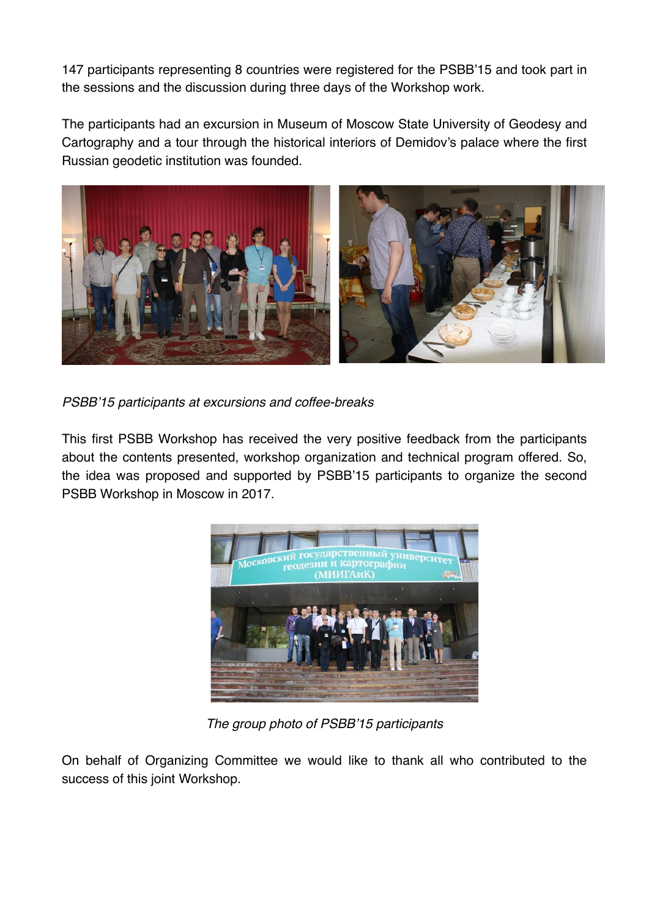147 participants representing 8 countries were registered for the PSBB'15 and took part in the sessions and the discussion during three days of the Workshop work.

The participants had an excursion in Museum of Moscow State University of Geodesy and Cartography and a tour through the historical interiors of Demidov's palace where the first Russian geodetic institution was founded.

*PSBB'15 participants at excursions and coffee-breaks*

This first PSBB Workshop has received the very positive feedback from the participants about the contents presented, workshop organization and technical program offered. So, the idea was proposed and supported by PSBB'15 participants to organize the second PSBB Workshop in Moscow in 2017.

*The group photo of PSBB'15 participants*

On behalf of Organizing Committee we would like to thank all who contributed to the success of this joint Workshop.